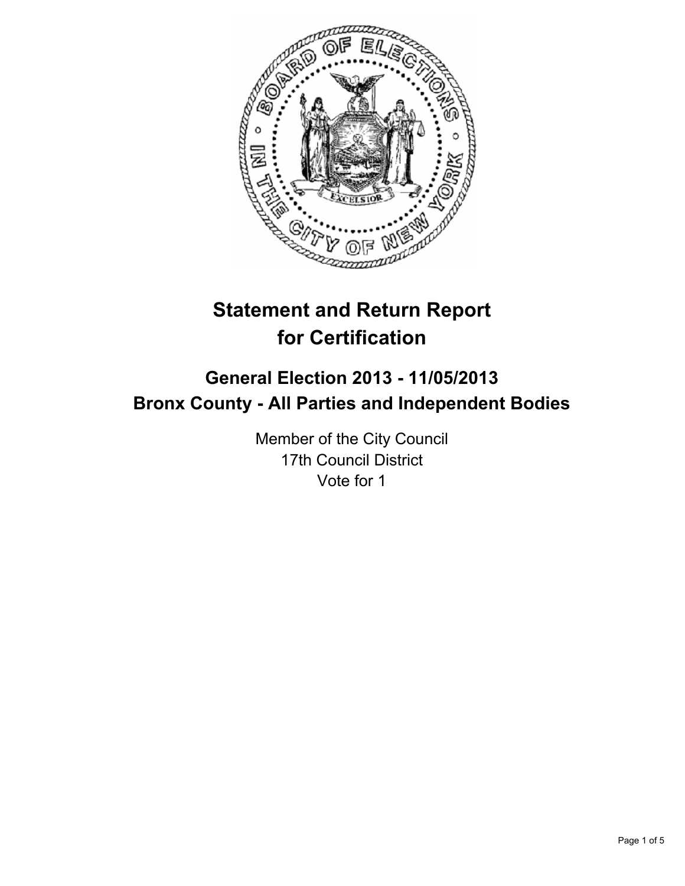# Statement and Return Report for Certification

## General Election 2013 - 11/05/2013
## Bronx County - All Parties and Independent Bodies

Member of the City Council
17th Council District
Vote for 1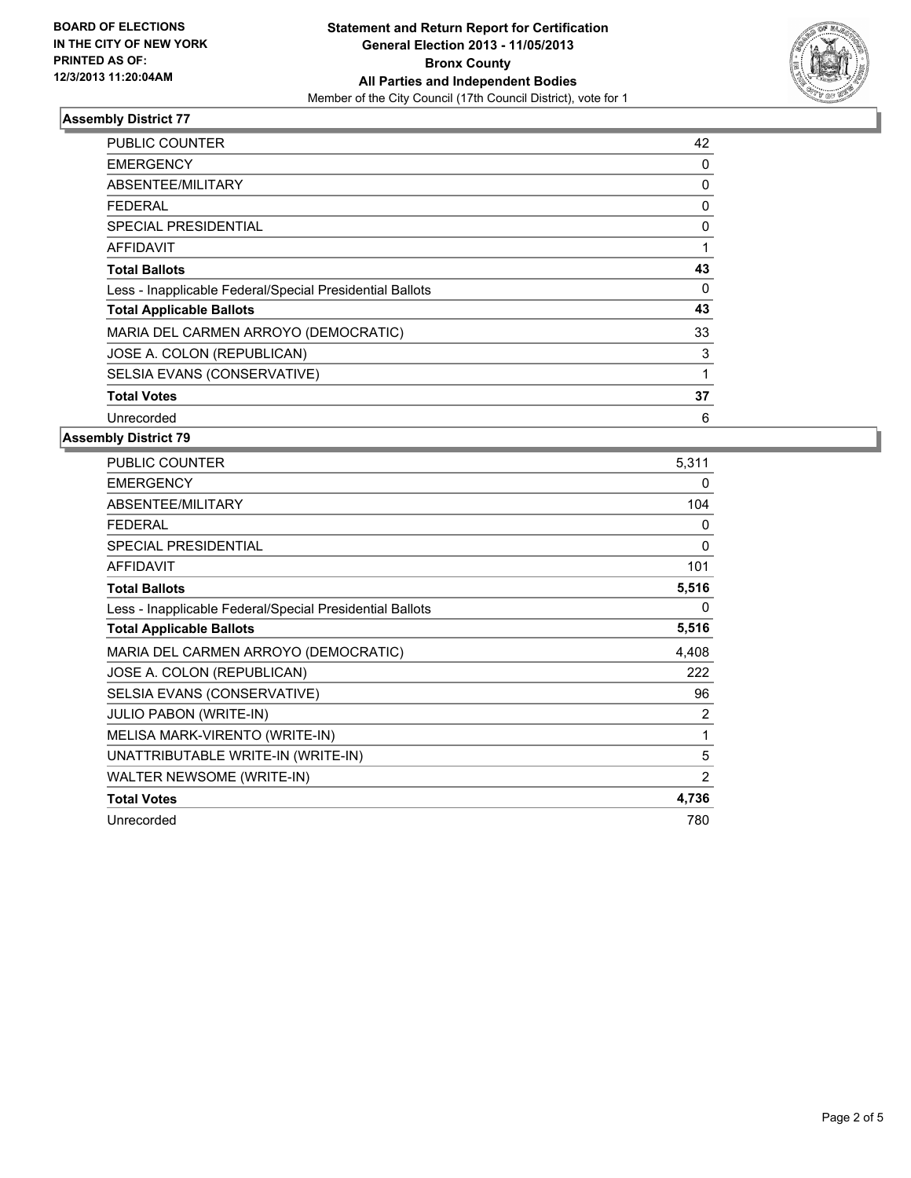**BOARD OF ELECTIONS IN THE CITY OF NEW YORK PRINTED AS OF: 12/3/2013 11:20:04AM**

**Statement and Return Report for Certification General Election 2013 - 11/05/2013 Bronx County All Parties and Independent Bodies**

Member of the City Council (17th Council District), vote for 1

### Assembly District 77

| | |
|---|---|
| PUBLIC COUNTER | 42 |
| EMERGENCY | 0 |
| ABSENTEE/MILITARY | 0 |
| FEDERAL | 0 |
| SPECIAL PRESIDENTIAL | 0 |
| AFFIDAVIT | 1 |
| **Total Ballots** | **43** |
| Less - Inapplicable Federal/Special Presidential Ballots | 0 |
| **Total Applicable Ballots** | **43** |
| MARIA DEL CARMEN ARROYO (DEMOCRATIC) | 33 |
| JOSE A. COLON (REPUBLICAN) | 3 |
| SELSIA EVANS (CONSERVATIVE) | 1 |
| **Total Votes** | **37** |
| Unrecorded | 6 |

### Assembly District 79

| | |
|---|---|
| PUBLIC COUNTER | 5,311 |
| EMERGENCY | 0 |
| ABSENTEE/MILITARY | 104 |
| FEDERAL | 0 |
| SPECIAL PRESIDENTIAL | 0 |
| AFFIDAVIT | 101 |
| **Total Ballots** | **5,516** |
| Less - Inapplicable Federal/Special Presidential Ballots | 0 |
| **Total Applicable Ballots** | **5,516** |
| MARIA DEL CARMEN ARROYO (DEMOCRATIC) | 4,408 |
| JOSE A. COLON (REPUBLICAN) | 222 |
| SELSIA EVANS (CONSERVATIVE) | 96 |
| JULIO PABON (WRITE-IN) | 2 |
| MELISA MARK-VIRENTO (WRITE-IN) | 1 |
| UNATTRIBUTABLE WRITE-IN (WRITE-IN) | 5 |
| WALTER NEWSOME (WRITE-IN) | 2 |
| **Total Votes** | **4,736** |
| Unrecorded | 780 |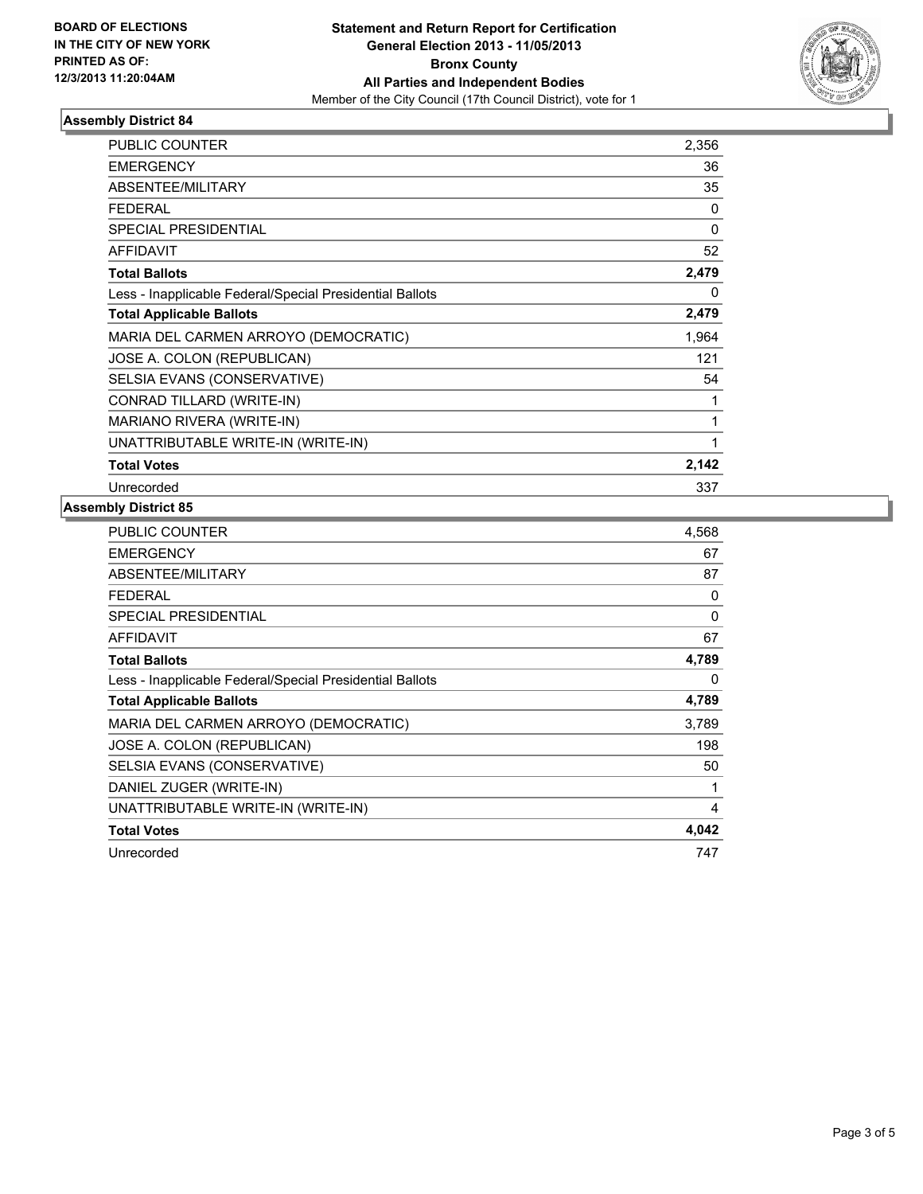**BOARD OF ELECTIONS IN THE CITY OF NEW YORK PRINTED AS OF: 12/3/2013 11:20:04AM**

**Statement and Return Report for Certification General Election 2013 - 11/05/2013 Bronx County All Parties and Independent Bodies**
Member of the City Council (17th Council District), vote for 1

### Assembly District 84

| | |
|---|---|
| PUBLIC COUNTER | 2,356 |
| EMERGENCY | 36 |
| ABSENTEE/MILITARY | 35 |
| FEDERAL | 0 |
| SPECIAL PRESIDENTIAL | 0 |
| AFFIDAVIT | 52 |
| **Total Ballots** | **2,479** |
| Less - Inapplicable Federal/Special Presidential Ballots | 0 |
| **Total Applicable Ballots** | **2,479** |
| MARIA DEL CARMEN ARROYO (DEMOCRATIC) | 1,964 |
| JOSE A. COLON (REPUBLICAN) | 121 |
| SELSIA EVANS (CONSERVATIVE) | 54 |
| CONRAD TILLARD (WRITE-IN) | 1 |
| MARIANO RIVERA (WRITE-IN) | 1 |
| UNATTRIBUTABLE WRITE-IN (WRITE-IN) | 1 |
| **Total Votes** | **2,142** |
| Unrecorded | 337 |

### Assembly District 85

| | |
|---|---|
| PUBLIC COUNTER | 4,568 |
| EMERGENCY | 67 |
| ABSENTEE/MILITARY | 87 |
| FEDERAL | 0 |
| SPECIAL PRESIDENTIAL | 0 |
| AFFIDAVIT | 67 |
| **Total Ballots** | **4,789** |
| Less - Inapplicable Federal/Special Presidential Ballots | 0 |
| **Total Applicable Ballots** | **4,789** |
| MARIA DEL CARMEN ARROYO (DEMOCRATIC) | 3,789 |
| JOSE A. COLON (REPUBLICAN) | 198 |
| SELSIA EVANS (CONSERVATIVE) | 50 |
| DANIEL ZUGER (WRITE-IN) | 1 |
| UNATTRIBUTABLE WRITE-IN (WRITE-IN) | 4 |
| **Total Votes** | **4,042** |
| Unrecorded | 747 |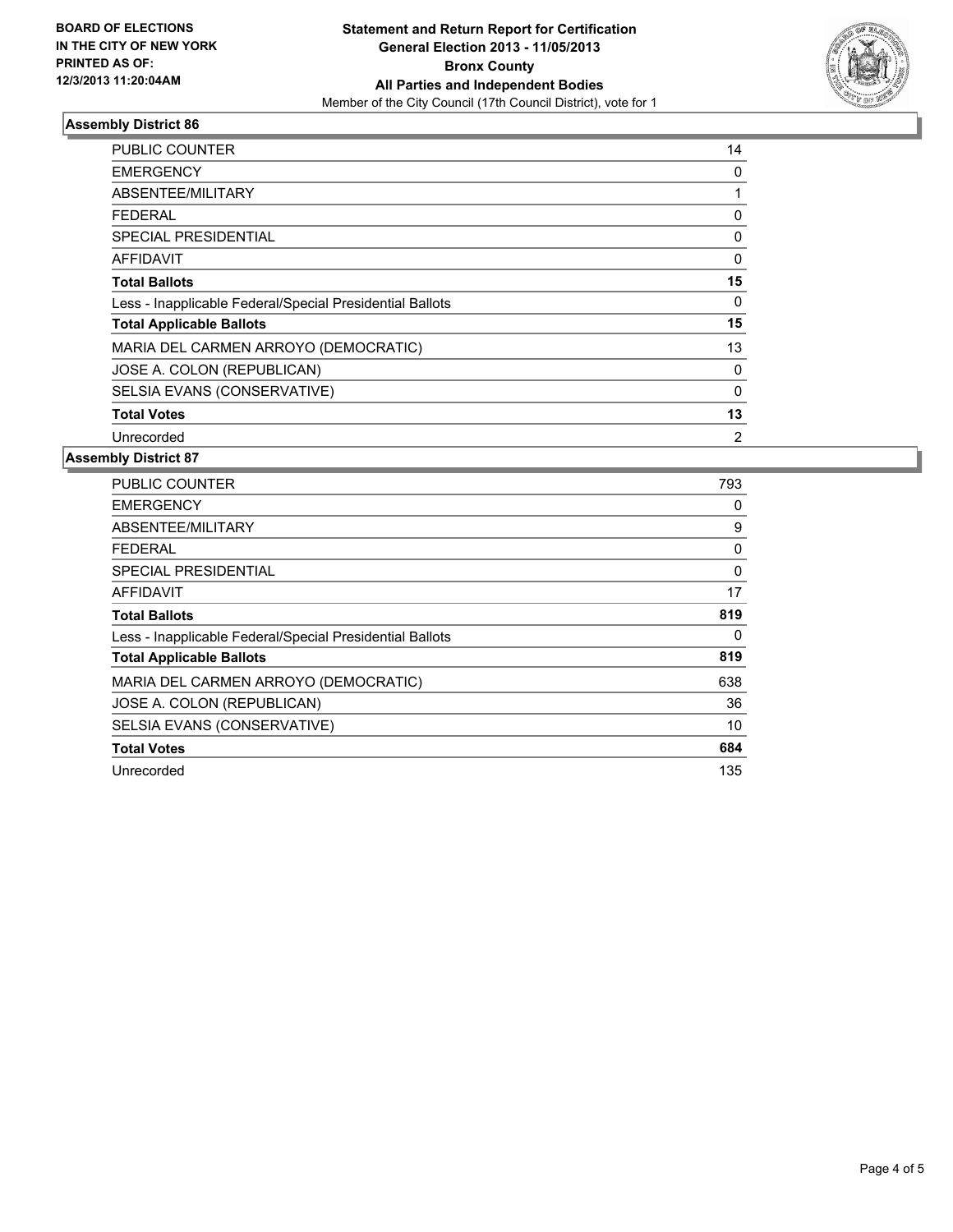**BOARD OF ELECTIONS IN THE CITY OF NEW YORK PRINTED AS OF: 12/3/2013 11:20:04AM**

**Statement and Return Report for Certification General Election 2013 - 11/05/2013 Bronx County All Parties and Independent Bodies**

Member of the City Council (17th Council District), vote for 1

## Assembly District 86

| | |
|---|---|
| PUBLIC COUNTER | 14 |
| EMERGENCY | 0 |
| ABSENTEE/MILITARY | 1 |
| FEDERAL | 0 |
| SPECIAL PRESIDENTIAL | 0 |
| AFFIDAVIT | 0 |
| **Total Ballots** | **15** |
| Less - Inapplicable Federal/Special Presidential Ballots | 0 |
| **Total Applicable Ballots** | **15** |
| MARIA DEL CARMEN ARROYO (DEMOCRATIC) | 13 |
| JOSE A. COLON (REPUBLICAN) | 0 |
| SELSIA EVANS (CONSERVATIVE) | 0 |
| **Total Votes** | **13** |
| Unrecorded | 2 |

## Assembly District 87

| | |
|---|---|
| PUBLIC COUNTER | 793 |
| EMERGENCY | 0 |
| ABSENTEE/MILITARY | 9 |
| FEDERAL | 0 |
| SPECIAL PRESIDENTIAL | 0 |
| AFFIDAVIT | 17 |
| **Total Ballots** | **819** |
| Less - Inapplicable Federal/Special Presidential Ballots | 0 |
| **Total Applicable Ballots** | **819** |
| MARIA DEL CARMEN ARROYO (DEMOCRATIC) | 638 |
| JOSE A. COLON (REPUBLICAN) | 36 |
| SELSIA EVANS (CONSERVATIVE) | 10 |
| **Total Votes** | **684** |
| Unrecorded | 135 |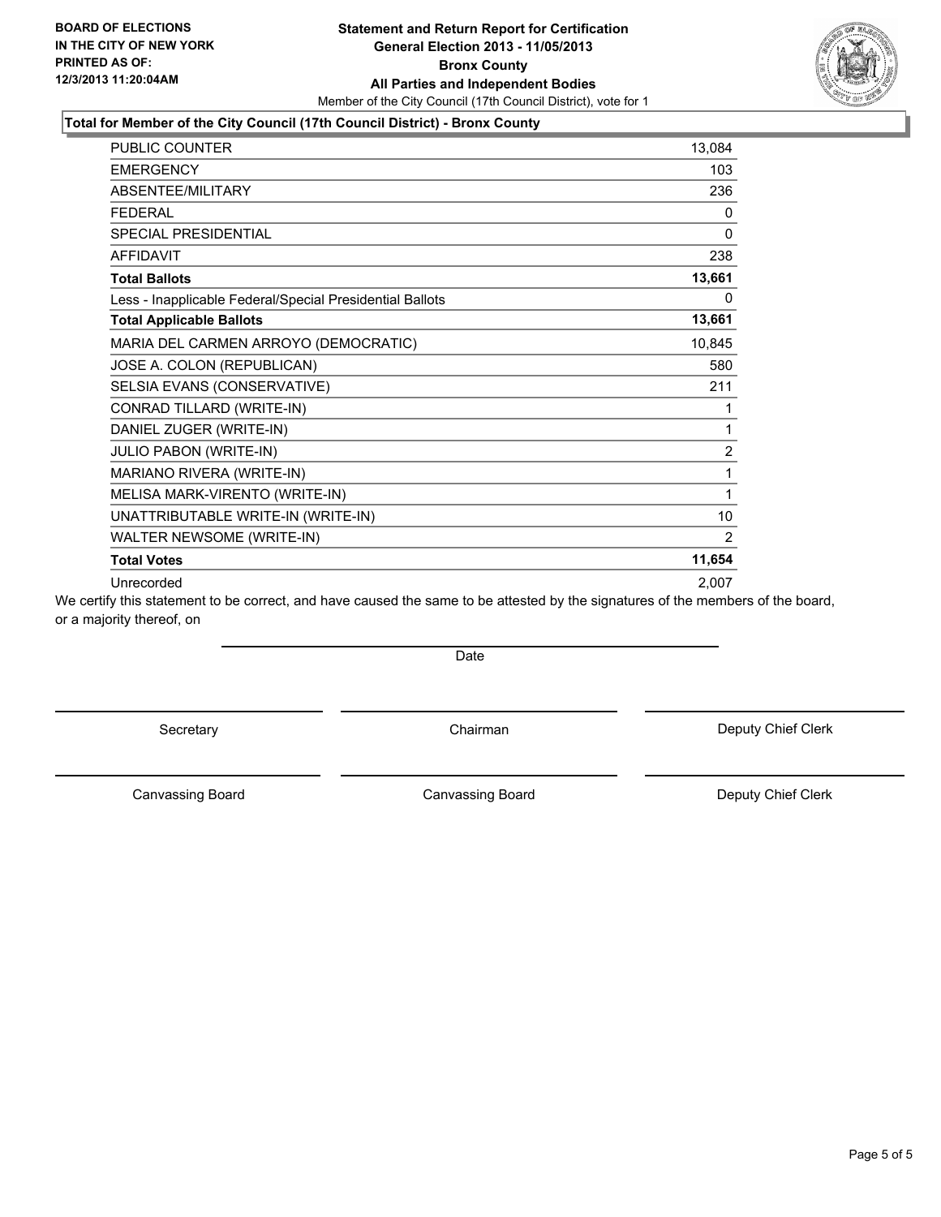**BOARD OF ELECTIONS IN THE CITY OF NEW YORK PRINTED AS OF: 12/3/2013 11:20:04AM**

**Statement and Return Report for Certification General Election 2013 - 11/05/2013 Bronx County All Parties and Independent Bodies**

Member of the City Council (17th Council District), vote for 1

### Total for Member of the City Council (17th Council District) - Bronx County

| | |
|---|---|
| PUBLIC COUNTER | 13,084 |
| EMERGENCY | 103 |
| ABSENTEE/MILITARY | 236 |
| FEDERAL | 0 |
| SPECIAL PRESIDENTIAL | 0 |
| AFFIDAVIT | 238 |
| **Total Ballots** | **13,661** |
| Less - Inapplicable Federal/Special Presidential Ballots | 0 |
| **Total Applicable Ballots** | **13,661** |
| MARIA DEL CARMEN ARROYO (DEMOCRATIC) | 10,845 |
| JOSE A. COLON (REPUBLICAN) | 580 |
| SELSIA EVANS (CONSERVATIVE) | 211 |
| CONRAD TILLARD (WRITE-IN) | 1 |
| DANIEL ZUGER (WRITE-IN) | 1 |
| JULIO PABON (WRITE-IN) | 2 |
| MARIANO RIVERA (WRITE-IN) | 1 |
| MELISA MARK-VIRENTO (WRITE-IN) | 1 |
| UNATTRIBUTABLE WRITE-IN (WRITE-IN) | 10 |
| WALTER NEWSOME (WRITE-IN) | 2 |
| **Total Votes** | **11,654** |
| Unrecorded | 2,007 |

We certify this statement to be correct, and have caused the same to be attested by the signatures of the members of the board, or a majority thereof, on

Date

Secretary

Chairman

Deputy Chief Clerk

Canvassing Board

Canvassing Board

Deputy Chief Clerk